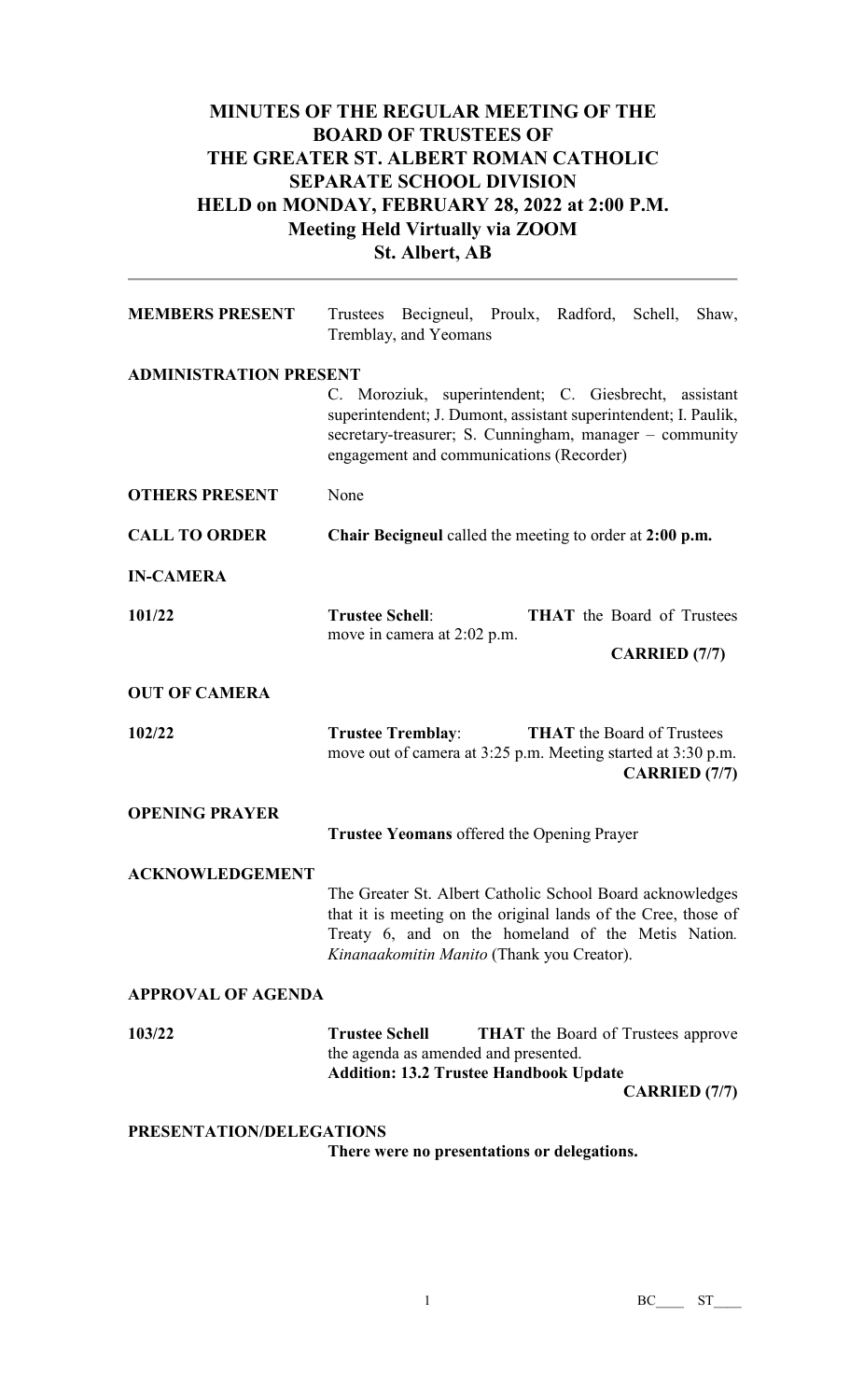# MINUTES OF THE REGULAR MEETING OF THE BOARD OF TRUSTEES OF THE GREATER ST. ALBERT ROMAN CATHOLIC SEPARATE SCHOOL DIVISION HELD on MONDAY, FEBRUARY 28, 2022 at 2:00 P.M. Meeting Held Virtually via ZOOM St. Albert, AB

---

**MEMBERS PRESENT** Trustees Becigneul, Proulx, Radford, Schell, Shaw, Tremblay, and Yeomans

**ADMINISTRATION PRESENT**
C. Moroziuk, superintendent; C. Giesbrecht, assistant superintendent; J. Dumont, assistant superintendent; I. Paulik, secretary-treasurer; S. Cunningham, manager – community engagement and communications (Recorder)

**OTHERS PRESENT** None

**CALL TO ORDER** **Chair Becigneul** called the meeting to order at **2:00 p.m.**

**IN-CAMERA**

**101/22** **Trustee Schell**: **THAT** the Board of Trustees move in camera at 2:02 p.m.
**CARRIED (7/7)**

**OUT OF CAMERA**

**102/22** **Trustee Tremblay**: **THAT** the Board of Trustees move out of camera at 3:25 p.m. Meeting started at 3:30 p.m.
**CARRIED (7/7)**

**OPENING PRAYER**
**Trustee Yeomans** offered the Opening Prayer

**ACKNOWLEDGEMENT**
The Greater St. Albert Catholic School Board acknowledges that it is meeting on the original lands of the Cree, those of Treaty 6, and on the homeland of the Metis Nation. *Kinanaakomitin Manito* (Thank you Creator).

**APPROVAL OF AGENDA**

**103/22** **Trustee Schell** **THAT** the Board of Trustees approve the agenda as amended and presented.
**Addition: 13.2 Trustee Handbook Update**
**CARRIED (7/7)**

**PRESENTATION/DELEGATIONS**
**There were no presentations or delegations.**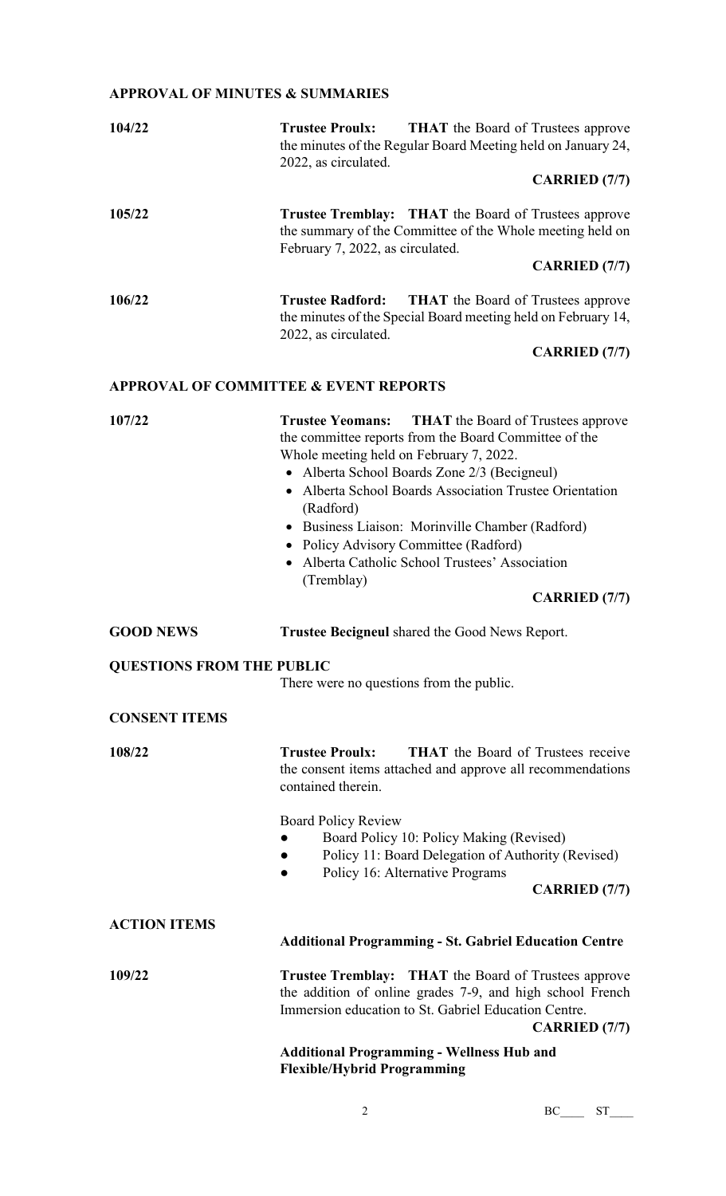## APPROVAL OF MINUTES & SUMMARIES

**104/22** **Trustee Proulx:** **THAT** the Board of Trustees approve the minutes of the Regular Board Meeting held on January 24, 2022, as circulated.

**CARRIED (7/7)**

**105/22** **Trustee Tremblay:** **THAT** the Board of Trustees approve the summary of the Committee of the Whole meeting held on February 7, 2022, as circulated.

**CARRIED (7/7)**

**106/22** **Trustee Radford:** **THAT** the Board of Trustees approve the minutes of the Special Board meeting held on February 14, 2022, as circulated.

**CARRIED (7/7)**

## APPROVAL OF COMMITTEE & EVENT REPORTS

**107/22** **Trustee Yeomans:** **THAT** the Board of Trustees approve the committee reports from the Board Committee of the Whole meeting held on February 7, 2022.

- Alberta School Boards Zone 2/3 (Becigneul)
- Alberta School Boards Association Trustee Orientation (Radford)
- Business Liaison: Morinville Chamber (Radford)
- Policy Advisory Committee (Radford)
- Alberta Catholic School Trustees' Association (Tremblay)

**CARRIED (7/7)**

**GOOD NEWS** **Trustee Becigneul** shared the Good News Report.

## QUESTIONS FROM THE PUBLIC

There were no questions from the public.

## CONSENT ITEMS

**108/22** **Trustee Proulx:** **THAT** the Board of Trustees receive the consent items attached and approve all recommendations contained therein.

Board Policy Review

- Board Policy 10: Policy Making (Revised)
- Policy 11: Board Delegation of Authority (Revised)
- Policy 16: Alternative Programs

**CARRIED (7/7)**

## ACTION ITEMS

**Additional Programming - St. Gabriel Education Centre**

**109/22** **Trustee Tremblay:** **THAT** the Board of Trustees approve the addition of online grades 7-9, and high school French Immersion education to St. Gabriel Education Centre.

**CARRIED (7/7)**

**Additional Programming - Wellness Hub and Flexible/Hybrid Programming**

BC____ ST____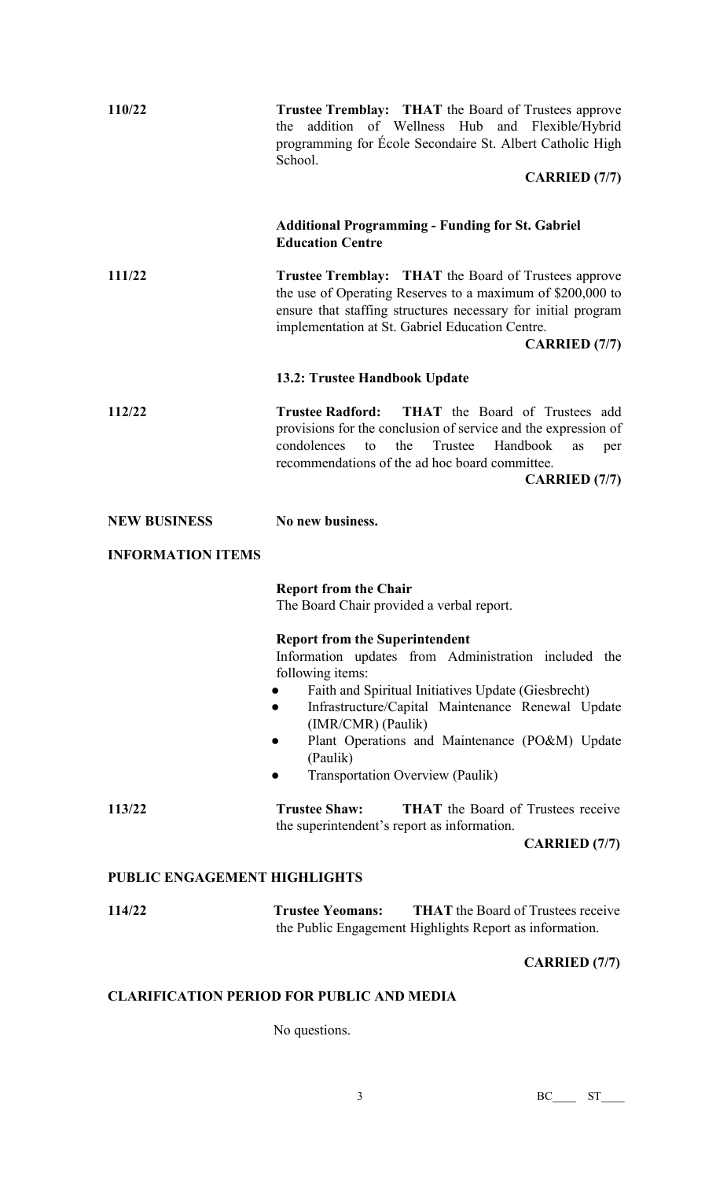**110/22** **Trustee Tremblay: THAT** the Board of Trustees approve the addition of Wellness Hub and Flexible/Hybrid programming for École Secondaire St. Albert Catholic High School.

**CARRIED (7/7)**

**Additional Programming - Funding for St. Gabriel Education Centre**

**111/22** **Trustee Tremblay: THAT** the Board of Trustees approve the use of Operating Reserves to a maximum of $200,000 to ensure that staffing structures necessary for initial program implementation at St. Gabriel Education Centre.

**CARRIED (7/7)**

**13.2: Trustee Handbook Update**

**112/22** **Trustee Radford: THAT** the Board of Trustees add provisions for the conclusion of service and the expression of condolences to the Trustee Handbook as per recommendations of the ad hoc board committee.

**CARRIED (7/7)**

**NEW BUSINESS** **No new business.**

**INFORMATION ITEMS**

**Report from the Chair**

The Board Chair provided a verbal report.

**Report from the Superintendent**

Information updates from Administration included the following items:

- Faith and Spiritual Initiatives Update (Giesbrecht)
- Infrastructure/Capital Maintenance Renewal Update (IMR/CMR) (Paulik)
- Plant Operations and Maintenance (PO&M) Update (Paulik)
- Transportation Overview (Paulik)

**113/22** **Trustee Shaw: THAT** the Board of Trustees receive the superintendent's report as information.

**CARRIED (7/7)**

**PUBLIC ENGAGEMENT HIGHLIGHTS**

**114/22** **Trustee Yeomans: THAT** the Board of Trustees receive the Public Engagement Highlights Report as information.

**CARRIED (7/7)**

**CLARIFICATION PERIOD FOR PUBLIC AND MEDIA**

No questions.

BC____ ST____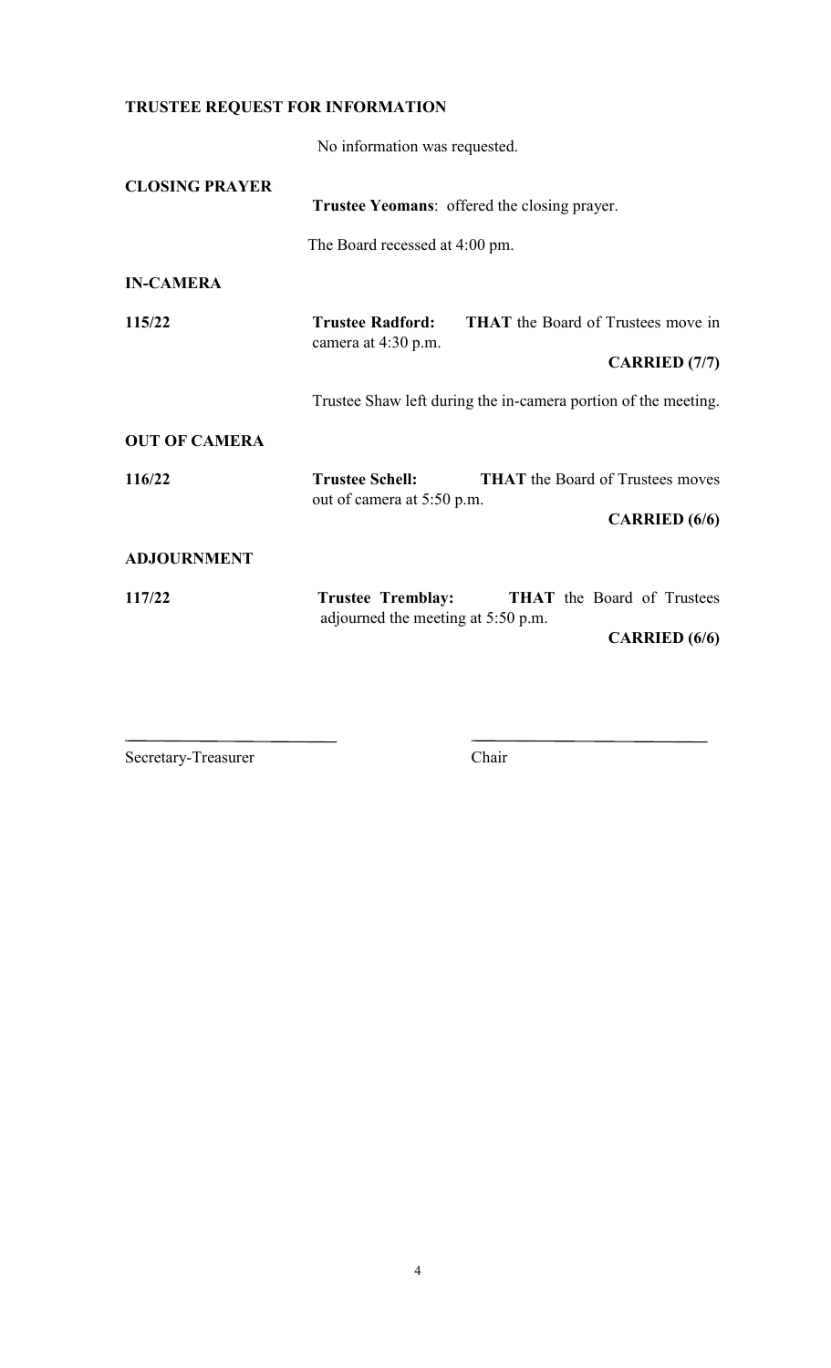**TRUSTEE REQUEST FOR INFORMATION**

No information was requested.

**CLOSING PRAYER**

**Trustee Yeomans**: offered the closing prayer.

The Board recessed at 4:00 pm.

**IN-CAMERA**

**115/22** **Trustee Radford:** **THAT** the Board of Trustees move in camera at 4:30 p.m.

**CARRIED (7/7)**

Trustee Shaw left during the in-camera portion of the meeting.

**OUT OF CAMERA**

**116/22** **Trustee Schell:** **THAT** the Board of Trustees moves out of camera at 5:50 p.m.

**CARRIED (6/6)**

**ADJOURNMENT**

**117/22** **Trustee Tremblay:** **THAT** the Board of Trustees adjourned the meeting at 5:50 p.m.

**CARRIED (6/6)**

\_\_\_\_\_\_\_\_\_\_\_\_\_\_\_\_\_\_\_\_\_\_\_\_\_\_ \_\_\_\_\_\_\_\_\_\_\_\_\_\_\_\_\_\_\_\_\_\_\_\_\_\_

Secretary-Treasurer Chair